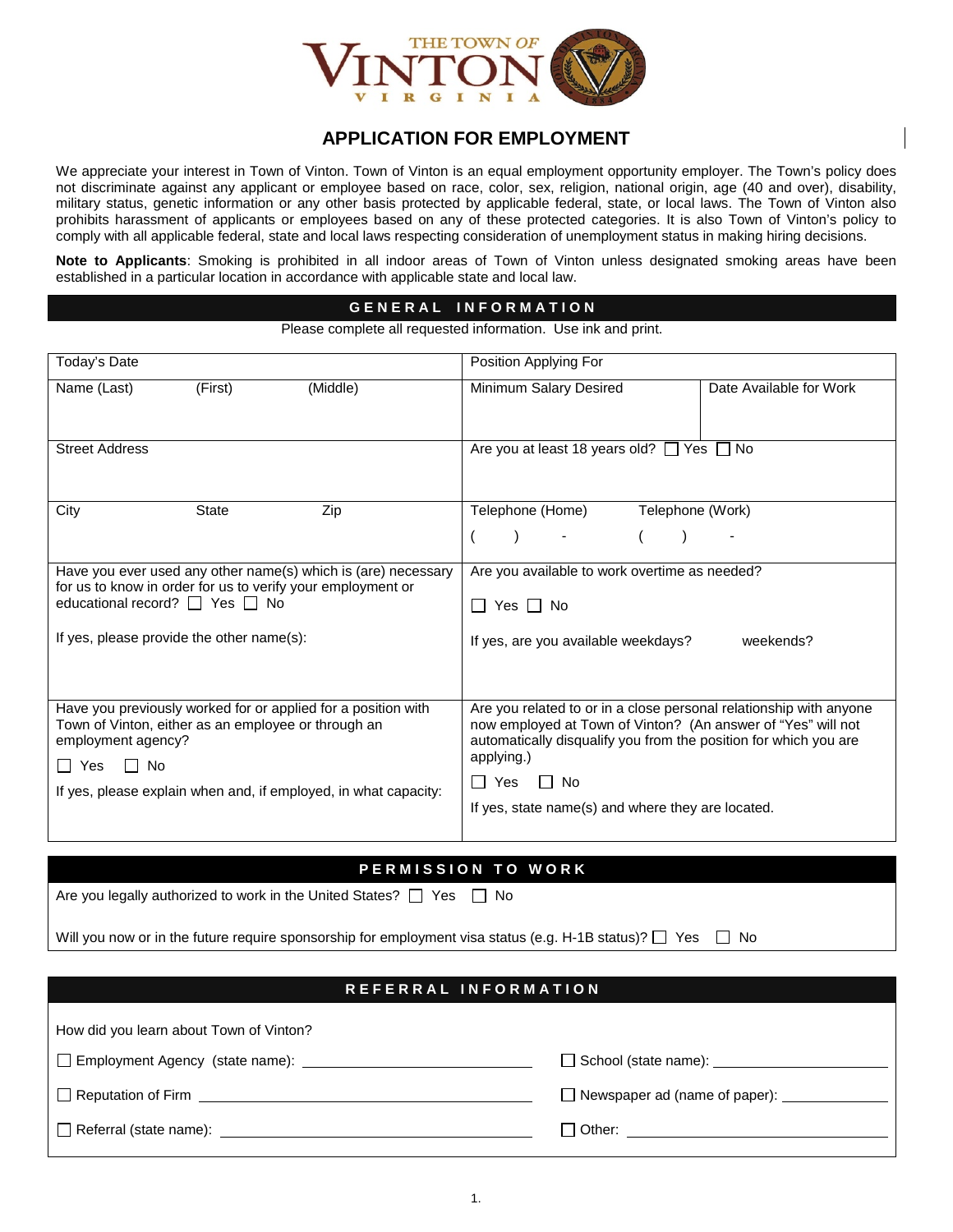THE TOWN OF VINTON VIRGINIA

# APPLICATION FOR EMPLOYMENT

We appreciate your interest in Town of Vinton. Town of Vinton is an equal employment opportunity employer. The Town's policy does not discriminate against any applicant or employee based on race, color, sex, religion, national origin, age (40 and over), disability, military status, genetic information or any other basis protected by applicable federal, state, or local laws. The Town of Vinton also prohibits harassment of applicants or employees based on any of these protected categories. It is also Town of Vinton's policy to comply with all applicable federal, state and local laws respecting consideration of unemployment status in making hiring decisions.

**Note to Applicants**: Smoking is prohibited in all indoor areas of Town of Vinton unless designated smoking areas have been established in a particular location in accordance with applicable state and local law.

## GENERAL INFORMATION

Please complete all requested information. Use ink and print.

| | | |
|---|---|---|
| Today's Date | Position Applying For | |
| Name (Last) (First) (Middle) | Minimum Salary Desired | Date Available for Work |
| Street Address | Are you at least 18 years old? ☐ Yes ☐ No | |
| City State Zip | Telephone (Home) ( ) - Telephone (Work) ( ) - | |
| Have you ever used any other name(s) which is (are) necessary for us to know in order for us to verify your employment or educational record? ☐ Yes ☐ No<br>If yes, please provide the other name(s): | Are you available to work overtime as needed?<br>☐ Yes ☐ No<br>If yes, are you available weekdays? weekends? | |
| Have you previously worked for or applied for a position with Town of Vinton, either as an employee or through an employment agency?<br>☐ Yes ☐ No<br>If yes, please explain when and, if employed, in what capacity: | Are you related to or in a close personal relationship with anyone now employed at Town of Vinton? (An answer of "Yes" will not automatically disqualify you from the position for which you are applying.)<br>☐ Yes ☐ No<br>If yes, state name(s) and where they are located. | |

## PERMISSION TO WORK

Are you legally authorized to work in the United States? ☐ Yes ☐ No

Will you now or in the future require sponsorship for employment visa status (e.g. H-1B status)? ☐ Yes ☐ No

## REFERRAL INFORMATION

How did you learn about Town of Vinton?

☐ Employment Agency (state name): ______________________

☐ School (state name): ______________________

☐ Reputation of Firm ______________________

☐ Newspaper ad (name of paper): ______________________

☐ Referral (state name): ______________________

☐ Other: ______________________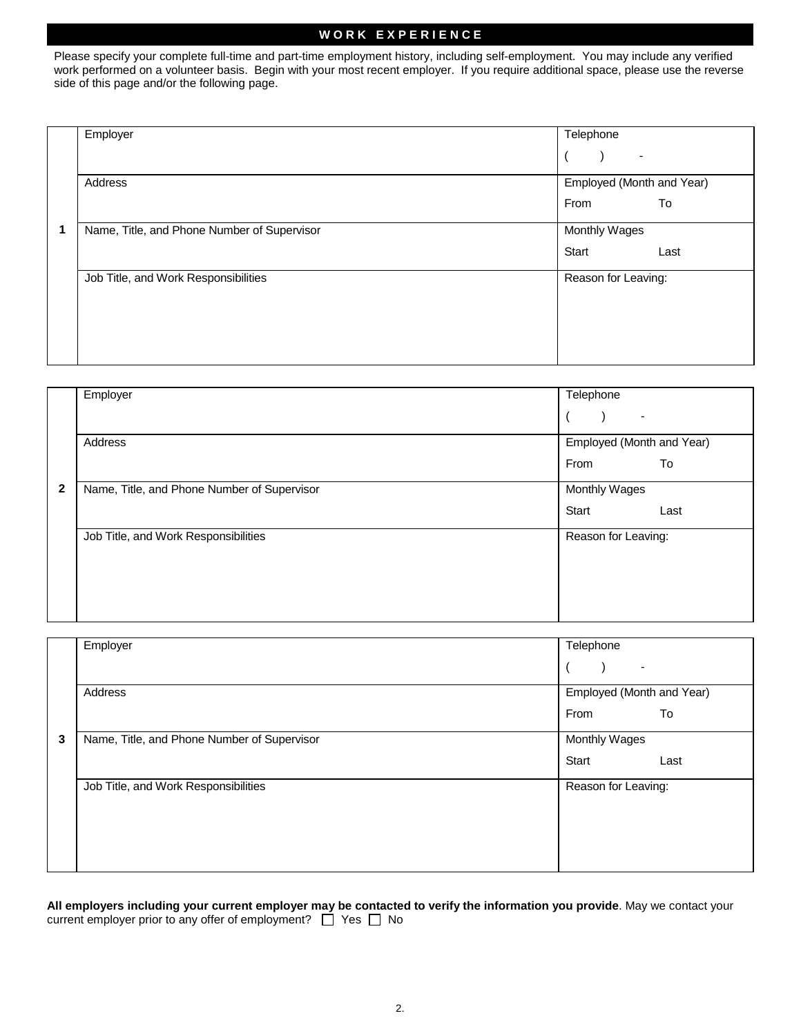## WORK EXPERIENCE

Please specify your complete full-time and part-time employment history, including self-employment. You may include any verified work performed on a volunteer basis. Begin with your most recent employer. If you require additional space, please use the reverse side of this page and/or the following page.

| | | |
|---|---|---|
| 1 | Employer | Telephone<br>( ) - |
| | Address | Employed (Month and Year)<br>From To |
| | Name, Title, and Phone Number of Supervisor | Monthly Wages<br>Start Last |
| | Job Title, and Work Responsibilities | Reason for Leaving: |

| | | |
|---|---|---|
| 2 | Employer | Telephone<br>( ) - |
| | Address | Employed (Month and Year)<br>From To |
| | Name, Title, and Phone Number of Supervisor | Monthly Wages<br>Start Last |
| | Job Title, and Work Responsibilities | Reason for Leaving: |

| | | |
|---|---|---|
| 3 | Employer | Telephone<br>( ) - |
| | Address | Employed (Month and Year)<br>From To |
| | Name, Title, and Phone Number of Supervisor | Monthly Wages<br>Start Last |
| | Job Title, and Work Responsibilities | Reason for Leaving: |

**All employers including your current employer may be contacted to verify the information you provide**. May we contact your current employer prior to any offer of employment? ☐ Yes ☐ No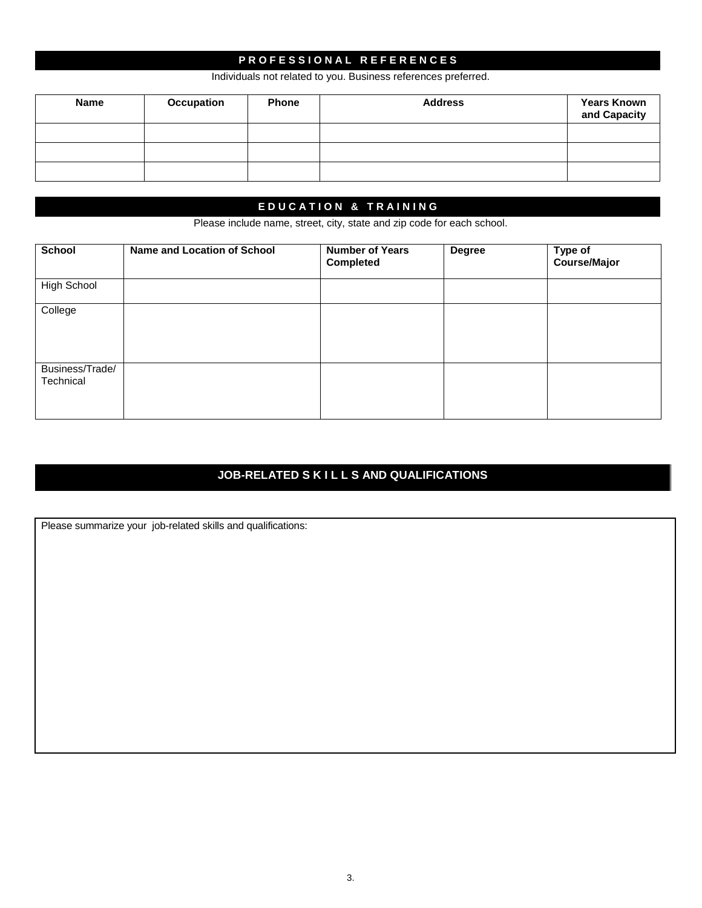## PROFESSIONAL REFERENCES

Individuals not related to you. Business references preferred.

| Name | Occupation | Phone | Address | Years Known and Capacity |
|---|---|---|---|---|
| | | | | |
| | | | | |
| | | | | |

## EDUCATION & TRAINING

Please include name, street, city, state and zip code for each school.

| School | Name and Location of School | Number of Years Completed | Degree | Type of Course/Major |
|---|---|---|---|---|
| High School | | | | |
| College | | | | |
| Business/Trade/ Technical | | | | |

## JOB-RELATED SKILLS AND QUALIFICATIONS

Please summarize your job-related skills and qualifications: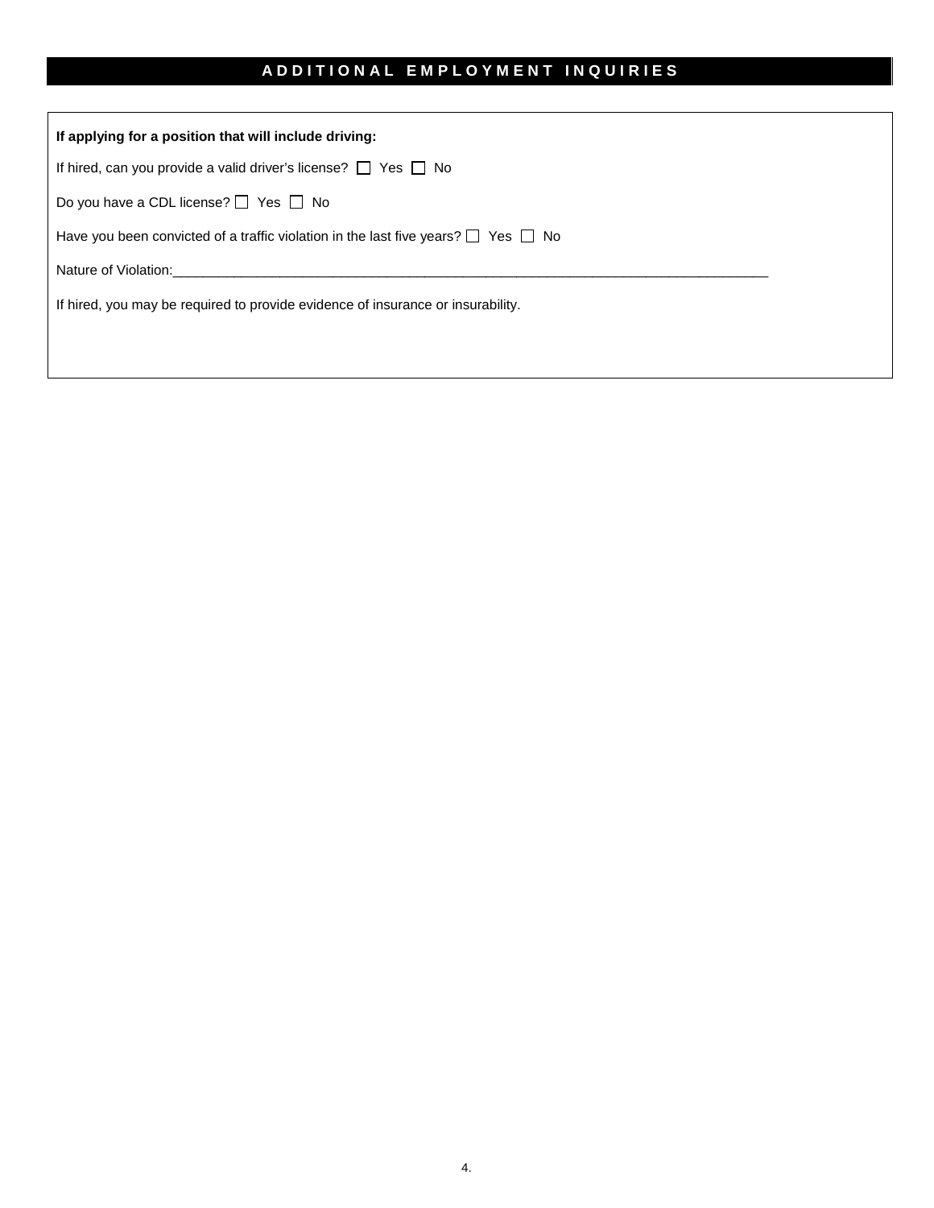## ADDITIONAL EMPLOYMENT INQUIRIES

**If applying for a position that will include driving:**

If hired, can you provide a valid driver's license? ☐ Yes ☐ No

Do you have a CDL license? ☐ Yes ☐ No

Have you been convicted of a traffic violation in the last five years? ☐ Yes ☐ No

Nature of Violation:_______________________________________________________________________________

If hired, you may be required to provide evidence of insurance or insurability.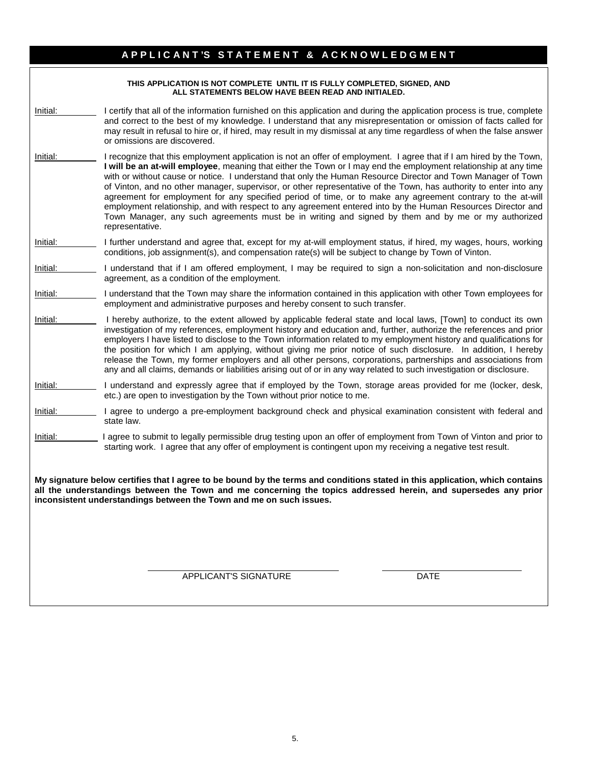# APPLICANT'S STATEMENT & ACKNOWLEDGMENT

**THIS APPLICATION IS NOT COMPLETE UNTIL IT IS FULLY COMPLETED, SIGNED, AND ALL STATEMENTS BELOW HAVE BEEN READ AND INITIALED.**

Initial: ________ I certify that all of the information furnished on this application and during the application process is true, complete and correct to the best of my knowledge. I understand that any misrepresentation or omission of facts called for may result in refusal to hire or, if hired, may result in my dismissal at any time regardless of when the false answer or omissions are discovered.

Initial: ________ I recognize that this employment application is not an offer of employment. I agree that if I am hired by the Town, **I will be an at-will employee**, meaning that either the Town or I may end the employment relationship at any time with or without cause or notice. I understand that only the Human Resource Director and Town Manager of Town of Vinton, and no other manager, supervisor, or other representative of the Town, has authority to enter into any agreement for employment for any specified period of time, or to make any agreement contrary to the at-will employment relationship, and with respect to any agreement entered into by the Human Resources Director and Town Manager, any such agreements must be in writing and signed by them and by me or my authorized representative.

Initial: ________ I further understand and agree that, except for my at-will employment status, if hired, my wages, hours, working conditions, job assignment(s), and compensation rate(s) will be subject to change by Town of Vinton.

Initial: ________ I understand that if I am offered employment, I may be required to sign a non-solicitation and non-disclosure agreement, as a condition of the employment.

Initial: ________ I understand that the Town may share the information contained in this application with other Town employees for employment and administrative purposes and hereby consent to such transfer.

Initial: ________ I hereby authorize, to the extent allowed by applicable federal state and local laws, [Town] to conduct its own investigation of my references, employment history and education and, further, authorize the references and prior employers I have listed to disclose to the Town information related to my employment history and qualifications for the position for which I am applying, without giving me prior notice of such disclosure. In addition, I hereby release the Town, my former employers and all other persons, corporations, partnerships and associations from any and all claims, demands or liabilities arising out of or in any way related to such investigation or disclosure.

Initial: ________ I understand and expressly agree that if employed by the Town, storage areas provided for me (locker, desk, etc.) are open to investigation by the Town without prior notice to me.

Initial: ________ I agree to undergo a pre-employment background check and physical examination consistent with federal and state law.

Initial: ________ I agree to submit to legally permissible drug testing upon an offer of employment from Town of Vinton and prior to starting work. I agree that any offer of employment is contingent upon my receiving a negative test result.

**My signature below certifies that I agree to be bound by the terms and conditions stated in this application, which contains all the understandings between the Town and me concerning the topics addressed herein, and supersedes any prior inconsistent understandings between the Town and me on such issues.**

______________________________ APPLICANT'S SIGNATURE

______________________________ DATE